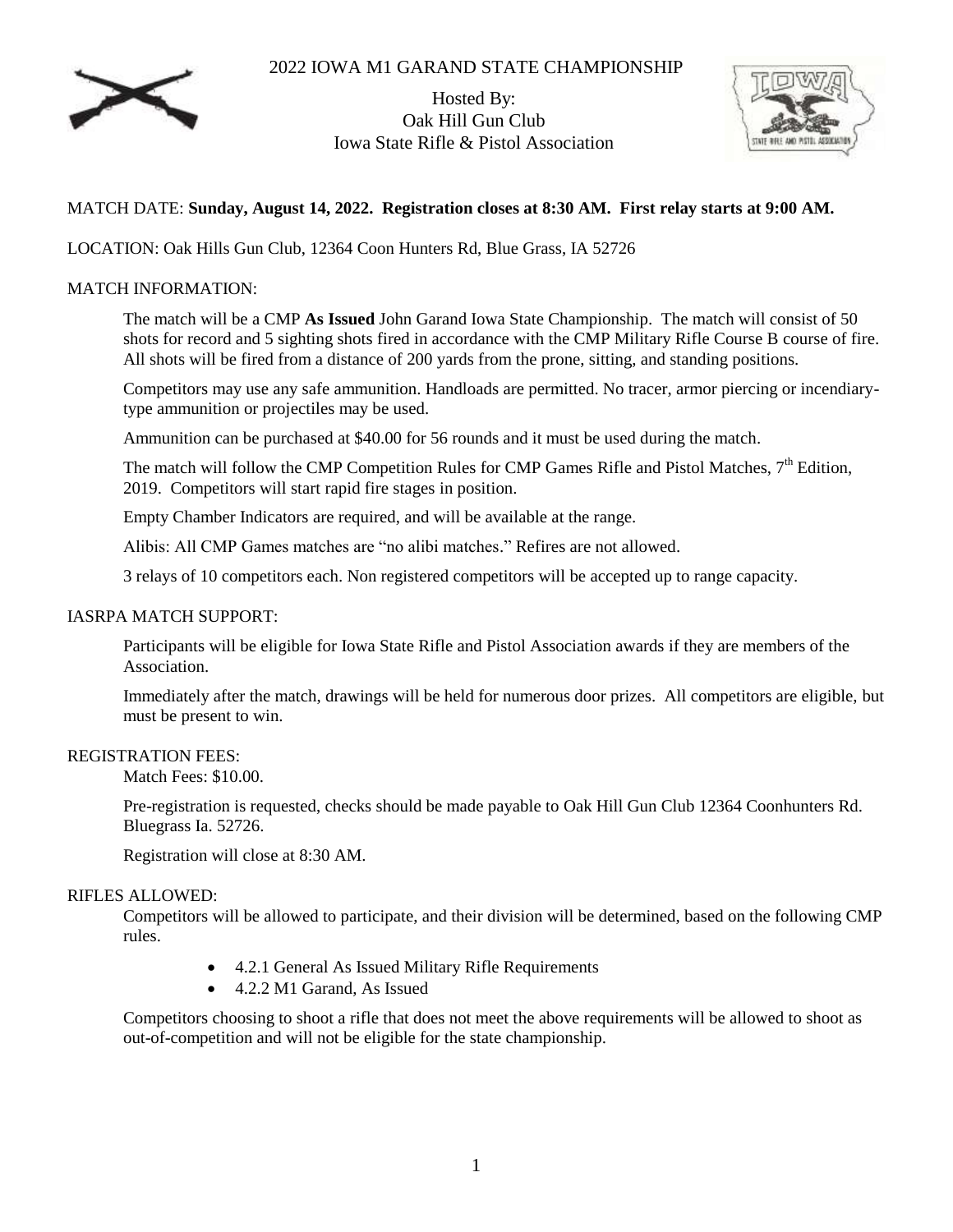# 2022 IOWA M1 GARAND STATE CHAMPIONSHIP

Hosted By:
Oak Hill Gun Club
Iowa State Rifle & Pistol Association

MATCH DATE: **Sunday, August 14, 2022. Registration closes at 8:30 AM. First relay starts at 9:00 AM.**

LOCATION: Oak Hills Gun Club, 12364 Coon Hunters Rd, Blue Grass, IA 52726

## MATCH INFORMATION:

The match will be a CMP **As Issued** John Garand Iowa State Championship. The match will consist of 50 shots for record and 5 sighting shots fired in accordance with the CMP Military Rifle Course B course of fire. All shots will be fired from a distance of 200 yards from the prone, sitting, and standing positions.

Competitors may use any safe ammunition. Handloads are permitted. No tracer, armor piercing or incendiary-type ammunition or projectiles may be used.

Ammunition can be purchased at $40.00 for 56 rounds and it must be used during the match.

The match will follow the CMP Competition Rules for CMP Games Rifle and Pistol Matches, 7th Edition, 2019. Competitors will start rapid fire stages in position.

Empty Chamber Indicators are required, and will be available at the range.

Alibis: All CMP Games matches are "no alibi matches." Refires are not allowed.

3 relays of 10 competitors each. Non registered competitors will be accepted up to range capacity.

## IASRPA MATCH SUPPORT:

Participants will be eligible for Iowa State Rifle and Pistol Association awards if they are members of the Association.

Immediately after the match, drawings will be held for numerous door prizes. All competitors are eligible, but must be present to win.

## REGISTRATION FEES:

Match Fees: $10.00.

Pre-registration is requested, checks should be made payable to Oak Hill Gun Club 12364 Coonhunters Rd. Bluegrass Ia. 52726.

Registration will close at 8:30 AM.

## RIFLES ALLOWED:

Competitors will be allowed to participate, and their division will be determined, based on the following CMP rules.

- 4.2.1 General As Issued Military Rifle Requirements
- 4.2.2 M1 Garand, As Issued

Competitors choosing to shoot a rifle that does not meet the above requirements will be allowed to shoot as out-of-competition and will not be eligible for the state championship.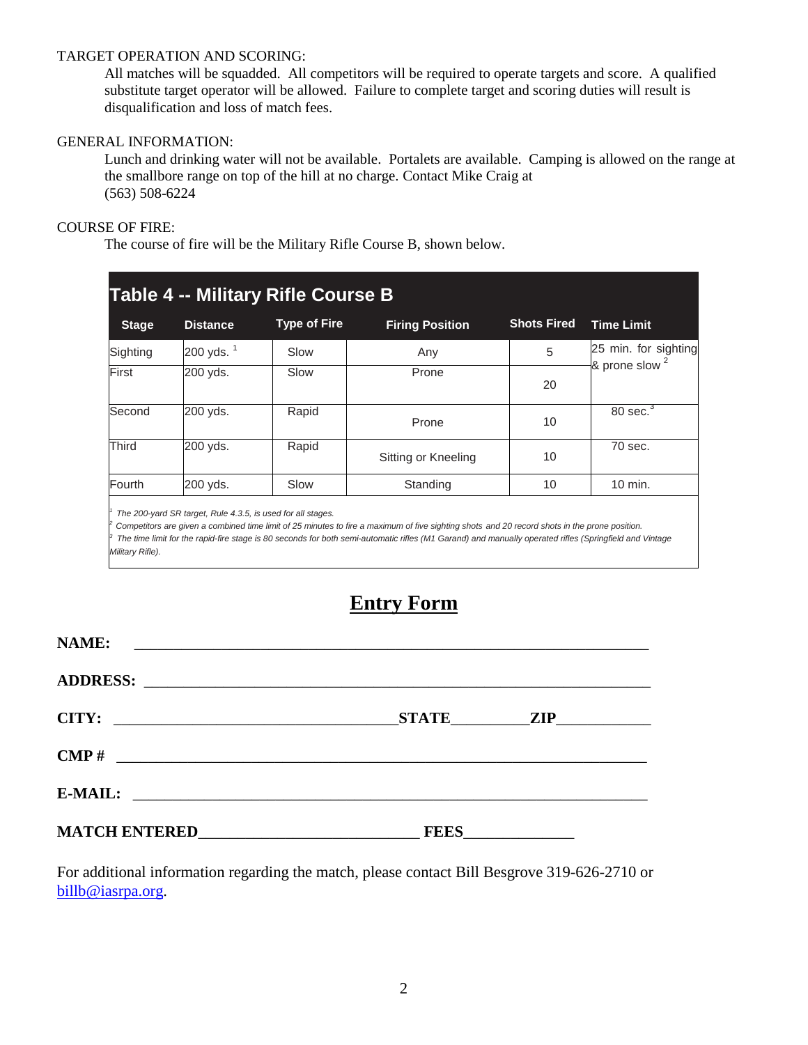TARGET OPERATION AND SCORING:

All matches will be squadded. All competitors will be required to operate targets and score. A qualified substitute target operator will be allowed. Failure to complete target and scoring duties will result is disqualification and loss of match fees.

GENERAL INFORMATION:

Lunch and drinking water will not be available. Portalets are available. Camping is allowed on the range at the smallbore range on top of the hill at no charge. Contact Mike Craig at (563) 508-6224

COURSE OF FIRE:

The course of fire will be the Military Rifle Course B, shown below.

**Table 4 -- Military Rifle Course B**

| Stage | Distance | Type of Fire | Firing Position | Shots Fired | Time Limit |
|---|---|---|---|---|---|
| Sighting | 200 yds. [1] | Slow | Any | 5 | 25 min. for sighting & prone slow [2] |
| First | 200 yds. | Slow | Prone | 20 | |
| Second | 200 yds. | Rapid | Prone | 10 | 80 sec. [3] |
| Third | 200 yds. | Rapid | Sitting or Kneeling | 10 | 70 sec. |
| Fourth | 200 yds. | Slow | Standing | 10 | 10 min. |

*[1] The 200-yard SR target, Rule 4.3.5, is used for all stages.*
*[2] Competitors are given a combined time limit of 25 minutes to fire a maximum of five sighting shots and 20 record shots in the prone position.*
*[3] The time limit for the rapid-fire stage is 80 seconds for both semi-automatic rifles (M1 Garand) and manually operated rifles (Springfield and Vintage Military Rifle).*

## Entry Form

**NAME:** ____________________________________________________________

**ADDRESS:** ____________________________________________________________

**CITY:** ______________________________ **STATE**__________ **ZIP**____________

**CMP #** ____________________________________________________________

**E-MAIL:** ____________________________________________________________

**MATCH ENTERED**____________________________ **FEES**______________

For additional information regarding the match, please contact Bill Besgrove 319-626-2710 or billb@iasrpa.org.